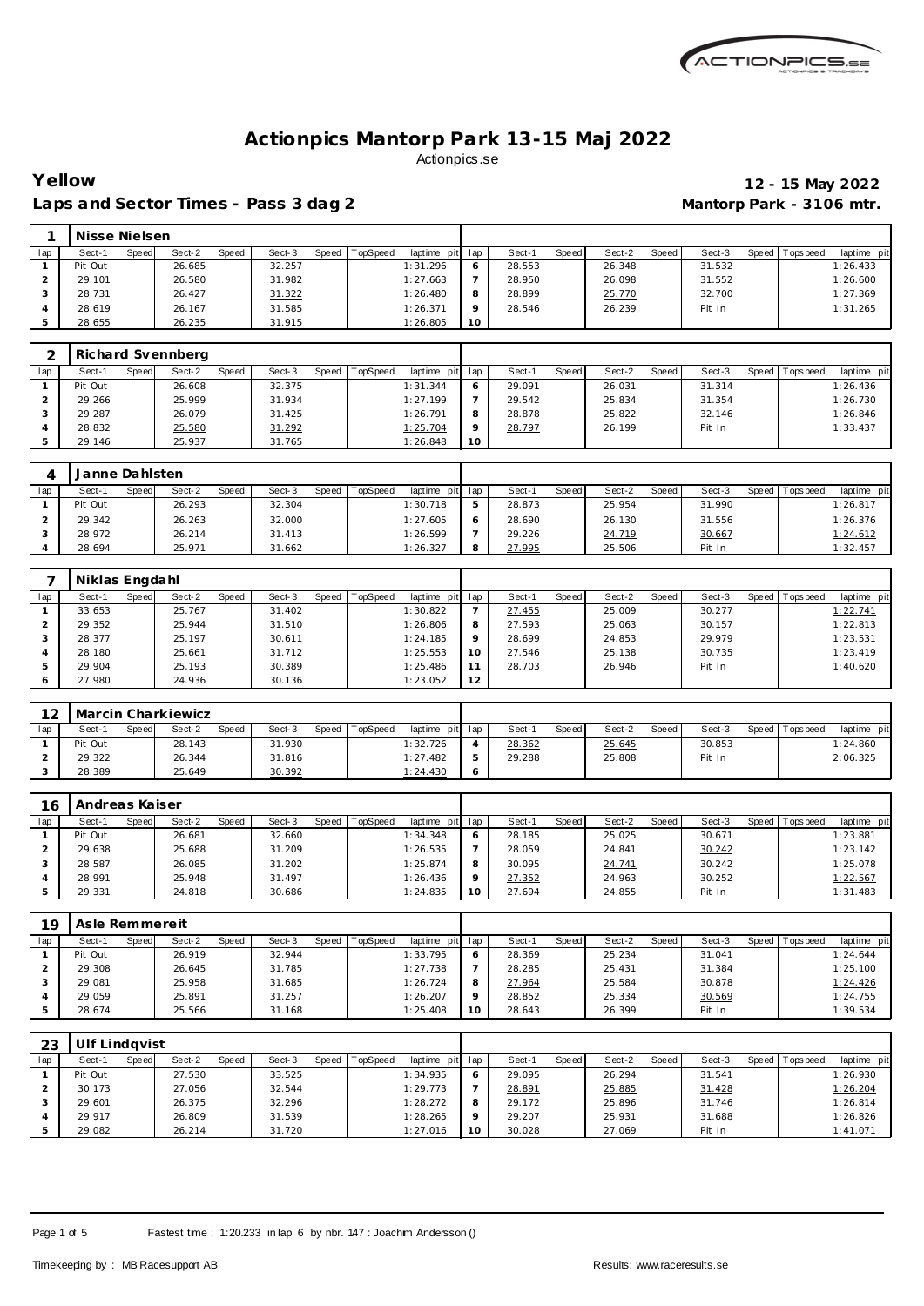# Actionpics Mantorp Park 13-15 Maj 2022

Actionpics.se

**Yellow** — **12 - 15 May 2022**

**Laps and Sector Times - Pass 3 dag 2** — **Mantorp Park - 3106 mtr.**

| 1 | Nisse Nielsen | | | | | | | | | | | | | | | | | |
|---|---|---|---|---|---|---|---|---|---|---|---|---|---|---|---|---|---|---|
| lap | Sect-1 | Speed | Sect-2 | Speed | Sect-3 | Speed | TopSpeed | laptime pit | lap | Sect-1 | Speed | Sect-2 | Speed | Sect-3 | Speed | Topspeed | laptime pit |
| 1 | Pit Out | | 26.685 | | 32.257 | | | 1:31.296 | 6 | 28.553 | | 26.348 | | 31.532 | | | 1:26.433 |
| 2 | 29.101 | | 26.580 | | 31.982 | | | 1:27.663 | 7 | 28.950 | | 26.098 | | 31.552 | | | 1:26.600 |
| 3 | 28.731 | | 26.427 | | 31.322 | | | 1:26.480 | 8 | 28.899 | | 25.770 | | 32.700 | | | 1:27.369 |
| 4 | 28.619 | | 26.167 | | 31.585 | | | 1:26.371 | 9 | 28.546 | | 26.239 | | Pit In | | | 1:31.265 |
| 5 | 28.655 | | 26.235 | | 31.915 | | | 1:26.805 | 10 | | | | | | | | |

| 2 | Richard Svennberg | | | | | | | | | | | | | | | | |
|---|---|---|---|---|---|---|---|---|---|---|---|---|---|---|---|---|---|
| lap | Sect-1 | Speed | Sect-2 | Speed | Sect-3 | Speed | TopSpeed | laptime pit | lap | Sect-1 | Speed | Sect-2 | Speed | Sect-3 | Speed | Topspeed | laptime pit |
| 1 | Pit Out | | 26.608 | | 32.375 | | | 1:31.344 | 6 | 29.091 | | 26.031 | | 31.314 | | | 1:26.436 |
| 2 | 29.266 | | 25.999 | | 31.934 | | | 1:27.199 | 7 | 29.542 | | 25.834 | | 31.354 | | | 1:26.730 |
| 3 | 29.287 | | 26.079 | | 31.425 | | | 1:26.791 | 8 | 28.878 | | 25.822 | | 32.146 | | | 1:26.846 |
| 4 | 28.832 | | 25.580 | | 31.292 | | | 1:25.704 | 9 | 28.797 | | 26.199 | | Pit In | | | 1:33.437 |
| 5 | 29.146 | | 25.937 | | 31.765 | | | 1:26.848 | 10 | | | | | | | | |

| 4 | Janne Dahlsten | | | | | | | | | | | | | | | | |
|---|---|---|---|---|---|---|---|---|---|---|---|---|---|---|---|---|---|
| lap | Sect-1 | Speed | Sect-2 | Speed | Sect-3 | Speed | TopSpeed | laptime pit | lap | Sect-1 | Speed | Sect-2 | Speed | Sect-3 | Speed | Topspeed | laptime pit |
| 1 | Pit Out | | 26.293 | | 32.304 | | | 1:30.718 | 5 | 28.873 | | 25.954 | | 31.990 | | | 1:26.817 |
| 2 | 29.342 | | 26.263 | | 32.000 | | | 1:27.605 | 6 | 28.690 | | 26.130 | | 31.556 | | | 1:26.376 |
| 3 | 28.972 | | 26.214 | | 31.413 | | | 1:26.599 | 7 | 29.226 | | 24.719 | | 30.667 | | | 1:24.612 |
| 4 | 28.694 | | 25.971 | | 31.662 | | | 1:26.327 | 8 | 27.995 | | 25.506 | | Pit In | | | 1:32.457 |

| 7 | Niklas Engdahl | | | | | | | | | | | | | | | | |
|---|---|---|---|---|---|---|---|---|---|---|---|---|---|---|---|---|---|
| lap | Sect-1 | Speed | Sect-2 | Speed | Sect-3 | Speed | TopSpeed | laptime pit | lap | Sect-1 | Speed | Sect-2 | Speed | Sect-3 | Speed | Topspeed | laptime pit |
| 1 | 33.653 | | 25.767 | | 31.402 | | | 1:30.822 | 7 | 27.455 | | 25.009 | | 30.277 | | | 1:22.741 |
| 2 | 29.352 | | 25.944 | | 31.510 | | | 1:26.806 | 8 | 27.593 | | 25.063 | | 30.157 | | | 1:22.813 |
| 3 | 28.377 | | 25.197 | | 30.611 | | | 1:24.185 | 9 | 28.699 | | 24.853 | | 29.979 | | | 1:23.531 |
| 4 | 28.180 | | 25.661 | | 31.712 | | | 1:25.553 | 10 | 27.546 | | 25.138 | | 30.735 | | | 1:23.419 |
| 5 | 29.904 | | 25.193 | | 30.389 | | | 1:25.486 | 11 | 28.703 | | 26.946 | | Pit In | | | 1:40.620 |
| 6 | 27.980 | | 24.936 | | 30.136 | | | 1:23.052 | 12 | | | | | | | | |

| 12 | Marcin Charkiewicz | | | | | | | | | | | | | | | | |
|---|---|---|---|---|---|---|---|---|---|---|---|---|---|---|---|---|---|
| lap | Sect-1 | Speed | Sect-2 | Speed | Sect-3 | Speed | TopSpeed | laptime pit | lap | Sect-1 | Speed | Sect-2 | Speed | Sect-3 | Speed | Topspeed | laptime pit |
| 1 | Pit Out | | 28.143 | | 31.930 | | | 1:32.726 | 4 | 28.362 | | 25.645 | | 30.853 | | | 1:24.860 |
| 2 | 29.322 | | 26.344 | | 31.816 | | | 1:27.482 | 5 | 29.288 | | 25.808 | | Pit In | | | 2:06.325 |
| 3 | 28.389 | | 25.649 | | 30.392 | | | 1:24.430 | 6 | | | | | | | | |

| 16 | Andreas Kaiser | | | | | | | | | | | | | | | | |
|---|---|---|---|---|---|---|---|---|---|---|---|---|---|---|---|---|---|
| lap | Sect-1 | Speed | Sect-2 | Speed | Sect-3 | Speed | TopSpeed | laptime pit | lap | Sect-1 | Speed | Sect-2 | Speed | Sect-3 | Speed | Topspeed | laptime pit |
| 1 | Pit Out | | 26.681 | | 32.660 | | | 1:34.348 | 6 | 28.185 | | 25.025 | | 30.671 | | | 1:23.881 |
| 2 | 29.638 | | 25.688 | | 31.209 | | | 1:26.535 | 7 | 28.059 | | 24.841 | | 30.242 | | | 1:23.142 |
| 3 | 28.587 | | 26.085 | | 31.202 | | | 1:25.874 | 8 | 30.095 | | 24.741 | | 30.242 | | | 1:25.078 |
| 4 | 28.991 | | 25.948 | | 31.497 | | | 1:26.436 | 9 | 27.352 | | 24.963 | | 30.252 | | | 1:22.567 |
| 5 | 29.331 | | 24.818 | | 30.686 | | | 1:24.835 | 10 | 27.694 | | 24.855 | | Pit In | | | 1:31.483 |

| 19 | Asle Remmereit | | | | | | | | | | | | | | | | |
|---|---|---|---|---|---|---|---|---|---|---|---|---|---|---|---|---|---|
| lap | Sect-1 | Speed | Sect-2 | Speed | Sect-3 | Speed | TopSpeed | laptime pit | lap | Sect-1 | Speed | Sect-2 | Speed | Sect-3 | Speed | Topspeed | laptime pit |
| 1 | Pit Out | | 26.919 | | 32.944 | | | 1:33.795 | 6 | 28.369 | | 25.234 | | 31.041 | | | 1:24.644 |
| 2 | 29.308 | | 26.645 | | 31.785 | | | 1:27.738 | 7 | 28.285 | | 25.431 | | 31.384 | | | 1:25.100 |
| 3 | 29.081 | | 25.958 | | 31.685 | | | 1:26.724 | 8 | 27.964 | | 25.584 | | 30.878 | | | 1:24.426 |
| 4 | 29.059 | | 25.891 | | 31.257 | | | 1:26.207 | 9 | 28.852 | | 25.334 | | 30.569 | | | 1:24.755 |
| 5 | 28.674 | | 25.566 | | 31.168 | | | 1:25.408 | 10 | 28.643 | | 26.399 | | Pit In | | | 1:39.534 |

| 23 | Ulf Lindqvist | | | | | | | | | | | | | | | | |
|---|---|---|---|---|---|---|---|---|---|---|---|---|---|---|---|---|---|
| lap | Sect-1 | Speed | Sect-2 | Speed | Sect-3 | Speed | TopSpeed | laptime pit | lap | Sect-1 | Speed | Sect-2 | Speed | Sect-3 | Speed | Topspeed | laptime pit |
| 1 | Pit Out | | 27.530 | | 33.525 | | | 1:34.935 | 6 | 29.095 | | 26.294 | | 31.541 | | | 1:26.930 |
| 2 | 30.173 | | 27.056 | | 32.544 | | | 1:29.773 | 7 | 28.891 | | 25.885 | | 31.428 | | | 1:26.204 |
| 3 | 29.601 | | 26.375 | | 32.296 | | | 1:28.272 | 8 | 29.172 | | 25.896 | | 31.746 | | | 1:26.814 |
| 4 | 29.917 | | 26.809 | | 31.539 | | | 1:28.265 | 9 | 29.207 | | 25.931 | | 31.688 | | | 1:26.826 |
| 5 | 29.082 | | 26.214 | | 31.720 | | | 1:27.016 | 10 | 30.028 | | 27.069 | | Pit In | | | 1:41.071 |

Fastest time : 1:20.233 in lap 6 by nbr. 147 : Joachim Andersson ()

Timekeeping by : MB Racesupport AB — Results: www.raceresults.se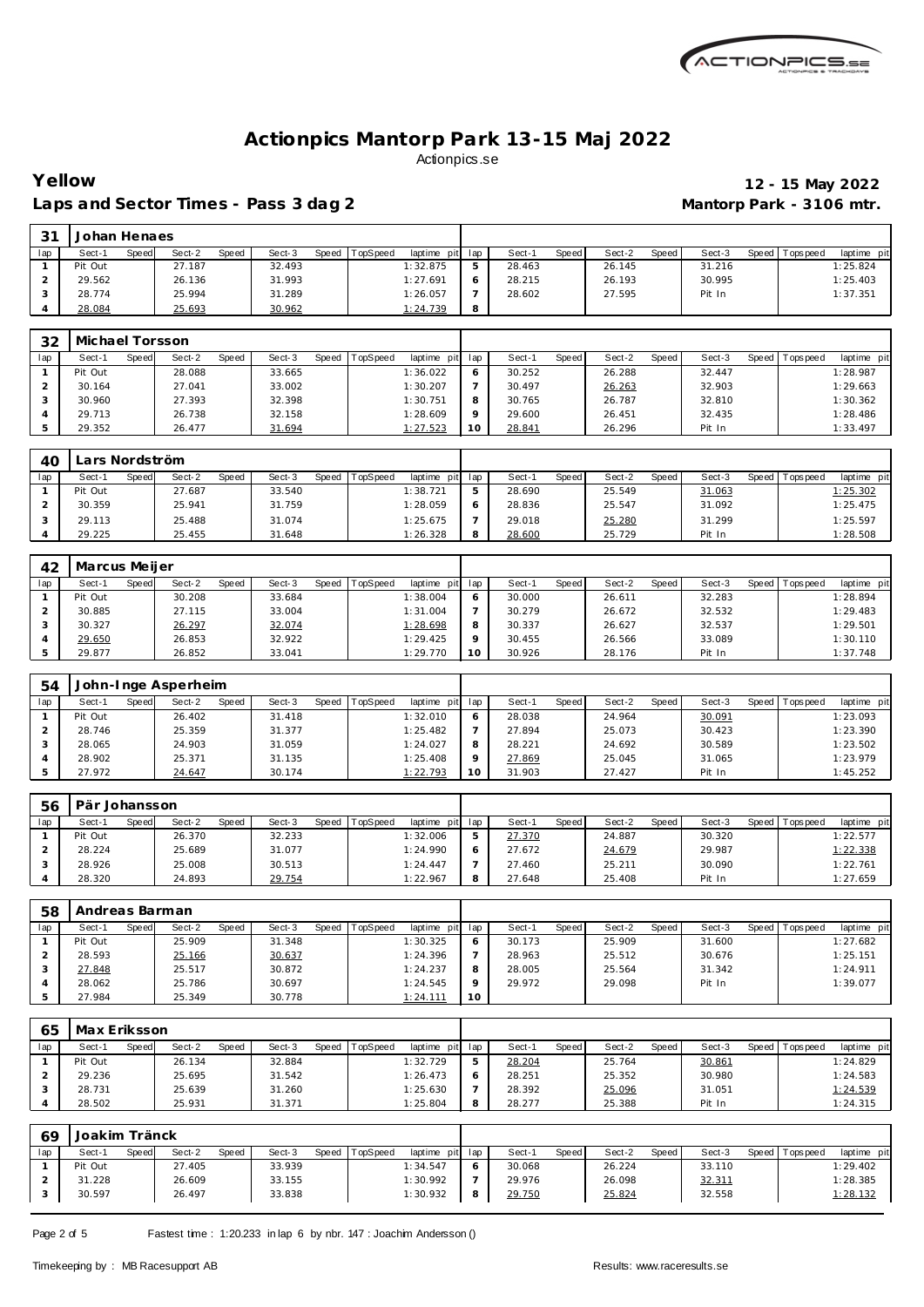# Actionpics Mantorp Park 13-15 Maj 2022

Actionpics.se

**Yellow** — **12 - 15 May 2022**

**Laps and Sector Times - Pass 3 dag 2** — **Mantorp Park - 3106 mtr.**

## 31 Johan Henaes

| lap | Sect-1 | Speed | Sect-2 | Speed | Sect-3 | Speed | TopSpeed | laptime pit | lap | Sect-1 | Speed | Sect-2 | Speed | Sect-3 | Speed | Topspeed | laptime pit |
|---|---|---|---|---|---|---|---|---|---|---|---|---|---|---|---|---|---|
| 1 | Pit Out | | 27.187 | | 32.493 | | | 1:32.875 | 5 | 28.463 | | 26.145 | | 31.216 | | | 1:25.824 |
| 2 | 29.562 | | 26.136 | | 31.993 | | | 1:27.691 | 6 | 28.215 | | 26.193 | | 30.995 | | | 1:25.403 |
| 3 | 28.774 | | 25.994 | | 31.289 | | | 1:26.057 | 7 | 28.602 | | 27.595 | | Pit In | | | 1:37.351 |
| 4 | 28.084 | | 25.693 | | 30.962 | | | 1:24.739 | 8 | | | | | | | | |

## 32 Michael Torsson

| lap | Sect-1 | Speed | Sect-2 | Speed | Sect-3 | Speed | TopSpeed | laptime pit | lap | Sect-1 | Speed | Sect-2 | Speed | Sect-3 | Speed | Topspeed | laptime pit |
|---|---|---|---|---|---|---|---|---|---|---|---|---|---|---|---|---|---|
| 1 | Pit Out | | 28.088 | | 33.665 | | | 1:36.022 | 6 | 30.252 | | 26.288 | | 32.447 | | | 1:28.987 |
| 2 | 30.164 | | 27.041 | | 33.002 | | | 1:30.207 | 7 | 30.497 | | 26.263 | | 32.903 | | | 1:29.663 |
| 3 | 30.960 | | 27.393 | | 32.398 | | | 1:30.751 | 8 | 30.765 | | 26.787 | | 32.810 | | | 1:30.362 |
| 4 | 29.713 | | 26.738 | | 32.158 | | | 1:28.609 | 9 | 29.600 | | 26.451 | | 32.435 | | | 1:28.486 |
| 5 | 29.352 | | 26.477 | | 31.694 | | | 1:27.523 | 10 | 28.841 | | 26.296 | | Pit In | | | 1:33.497 |

## 40 Lars Nordström

| lap | Sect-1 | Speed | Sect-2 | Speed | Sect-3 | Speed | TopSpeed | laptime pit | lap | Sect-1 | Speed | Sect-2 | Speed | Sect-3 | Speed | Topspeed | laptime pit |
|---|---|---|---|---|---|---|---|---|---|---|---|---|---|---|---|---|---|
| 1 | Pit Out | | 27.687 | | 33.540 | | | 1:38.721 | 5 | 28.690 | | 25.549 | | 31.063 | | | 1:25.302 |
| 2 | 30.359 | | 25.941 | | 31.759 | | | 1:28.059 | 6 | 28.836 | | 25.547 | | 31.092 | | | 1:25.475 |
| 3 | 29.113 | | 25.488 | | 31.074 | | | 1:25.675 | 7 | 29.018 | | 25.280 | | 31.299 | | | 1:25.597 |
| 4 | 29.225 | | 25.455 | | 31.648 | | | 1:26.328 | 8 | 28.600 | | 25.729 | | Pit In | | | 1:28.508 |

## 42 Marcus Meijer

| lap | Sect-1 | Speed | Sect-2 | Speed | Sect-3 | Speed | TopSpeed | laptime pit | lap | Sect-1 | Speed | Sect-2 | Speed | Sect-3 | Speed | Topspeed | laptime pit |
|---|---|---|---|---|---|---|---|---|---|---|---|---|---|---|---|---|---|
| 1 | Pit Out | | 30.208 | | 33.684 | | | 1:38.004 | 6 | 30.000 | | 26.611 | | 32.283 | | | 1:28.894 |
| 2 | 30.885 | | 27.115 | | 33.004 | | | 1:31.004 | 7 | 30.279 | | 26.672 | | 32.532 | | | 1:29.483 |
| 3 | 30.327 | | 26.297 | | 32.074 | | | 1:28.698 | 8 | 30.337 | | 26.627 | | 32.537 | | | 1:29.501 |
| 4 | 29.650 | | 26.853 | | 32.922 | | | 1:29.425 | 9 | 30.455 | | 26.566 | | 33.089 | | | 1:30.110 |
| 5 | 29.877 | | 26.852 | | 33.041 | | | 1:29.770 | 10 | 30.926 | | 28.176 | | Pit In | | | 1:37.748 |

## 54 John-Inge Asperheim

| lap | Sect-1 | Speed | Sect-2 | Speed | Sect-3 | Speed | TopSpeed | laptime pit | lap | Sect-1 | Speed | Sect-2 | Speed | Sect-3 | Speed | Topspeed | laptime pit |
|---|---|---|---|---|---|---|---|---|---|---|---|---|---|---|---|---|---|
| 1 | Pit Out | | 26.402 | | 31.418 | | | 1:32.010 | 6 | 28.038 | | 24.964 | | 30.091 | | | 1:23.093 |
| 2 | 28.746 | | 25.359 | | 31.377 | | | 1:25.482 | 7 | 27.894 | | 25.073 | | 30.423 | | | 1:23.390 |
| 3 | 28.065 | | 24.903 | | 31.059 | | | 1:24.027 | 8 | 28.221 | | 24.692 | | 30.589 | | | 1:23.502 |
| 4 | 28.902 | | 25.371 | | 31.135 | | | 1:25.408 | 9 | 27.869 | | 25.045 | | 31.065 | | | 1:23.979 |
| 5 | 27.972 | | 24.647 | | 30.174 | | | 1:22.793 | 10 | 31.903 | | 27.427 | | Pit In | | | 1:45.252 |

## 56 Pär Johansson

| lap | Sect-1 | Speed | Sect-2 | Speed | Sect-3 | Speed | TopSpeed | laptime pit | lap | Sect-1 | Speed | Sect-2 | Speed | Sect-3 | Speed | Topspeed | laptime pit |
|---|---|---|---|---|---|---|---|---|---|---|---|---|---|---|---|---|---|
| 1 | Pit Out | | 26.370 | | 32.233 | | | 1:32.006 | 5 | 27.370 | | 24.887 | | 30.320 | | | 1:22.577 |
| 2 | 28.224 | | 25.689 | | 31.077 | | | 1:24.990 | 6 | 27.672 | | 24.679 | | 29.987 | | | 1:22.338 |
| 3 | 28.926 | | 25.008 | | 30.513 | | | 1:24.447 | 7 | 27.460 | | 25.211 | | 30.090 | | | 1:22.761 |
| 4 | 28.320 | | 24.893 | | 29.754 | | | 1:22.967 | 8 | 27.648 | | 25.408 | | Pit In | | | 1:27.659 |

## 58 Andreas Barman

| lap | Sect-1 | Speed | Sect-2 | Speed | Sect-3 | Speed | TopSpeed | laptime pit | lap | Sect-1 | Speed | Sect-2 | Speed | Sect-3 | Speed | Topspeed | laptime pit |
|---|---|---|---|---|---|---|---|---|---|---|---|---|---|---|---|---|---|
| 1 | Pit Out | | 25.909 | | 31.348 | | | 1:30.325 | 6 | 30.173 | | 25.909 | | 31.600 | | | 1:27.682 |
| 2 | 28.593 | | 25.166 | | 30.637 | | | 1:24.396 | 7 | 28.963 | | 25.512 | | 30.676 | | | 1:25.151 |
| 3 | 27.848 | | 25.517 | | 30.872 | | | 1:24.237 | 8 | 28.005 | | 25.564 | | 31.342 | | | 1:24.911 |
| 4 | 28.062 | | 25.786 | | 30.697 | | | 1:24.545 | 9 | 29.972 | | 29.098 | | Pit In | | | 1:39.077 |
| 5 | 27.984 | | 25.349 | | 30.778 | | | 1:24.111 | 10 | | | | | | | | |

## 65 Max Eriksson

| lap | Sect-1 | Speed | Sect-2 | Speed | Sect-3 | Speed | TopSpeed | laptime pit | lap | Sect-1 | Speed | Sect-2 | Speed | Sect-3 | Speed | Topspeed | laptime pit |
|---|---|---|---|---|---|---|---|---|---|---|---|---|---|---|---|---|---|
| 1 | Pit Out | | 26.134 | | 32.884 | | | 1:32.729 | 5 | 28.204 | | 25.764 | | 30.861 | | | 1:24.829 |
| 2 | 29.236 | | 25.695 | | 31.542 | | | 1:26.473 | 6 | 28.251 | | 25.352 | | 30.980 | | | 1:24.583 |
| 3 | 28.731 | | 25.639 | | 31.260 | | | 1:25.630 | 7 | 28.392 | | 25.096 | | 31.051 | | | 1:24.539 |
| 4 | 28.502 | | 25.931 | | 31.371 | | | 1:25.804 | 8 | 28.277 | | 25.388 | | Pit In | | | 1:24.315 |

## 69 Joakim Tränck

| lap | Sect-1 | Speed | Sect-2 | Speed | Sect-3 | Speed | TopSpeed | laptime pit | lap | Sect-1 | Speed | Sect-2 | Speed | Sect-3 | Speed | Topspeed | laptime pit |
|---|---|---|---|---|---|---|---|---|---|---|---|---|---|---|---|---|---|
| 1 | Pit Out | | 27.405 | | 33.939 | | | 1:34.547 | 6 | 30.068 | | 26.224 | | 33.110 | | | 1:29.402 |
| 2 | 31.228 | | 26.609 | | 33.155 | | | 1:30.992 | 7 | 29.976 | | 26.098 | | 32.311 | | | 1:28.385 |
| 3 | 30.597 | | 26.497 | | 33.838 | | | 1:30.932 | 8 | 29.750 | | 25.824 | | 32.558 | | | 1:28.132 |

Fastest time : 1:20.233 in lap 6 by nbr. 147 : Joachim Andersson ()

Timekeeping by : MB Racesupport AB — Results: www.raceresults.se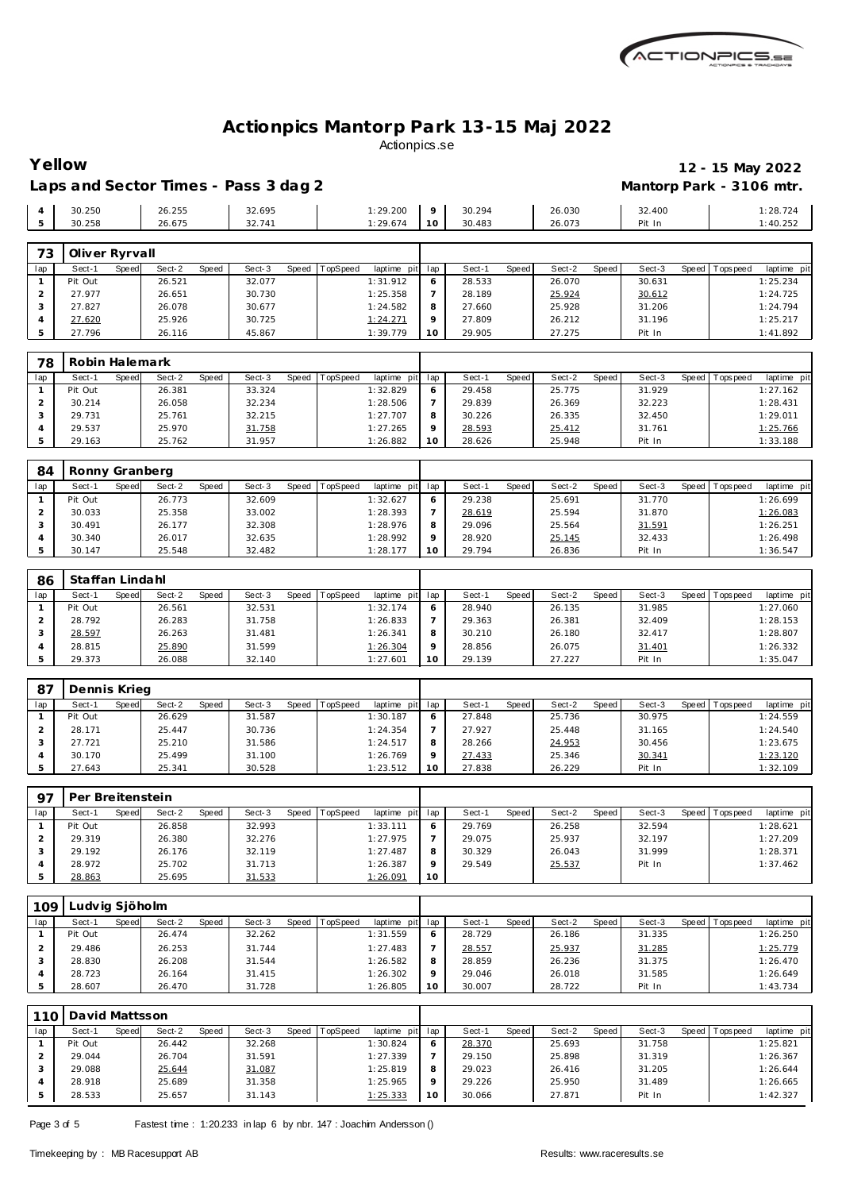# Actionpics Mantorp Park 13-15 Maj 2022

Actionpics.se

**Yellow** — **12 - 15 May 2022**

**Laps and Sector Times - Pass 3 dag 2** — **Mantorp Park - 3106 mtr.**

| lap | Sect-1 | Speed | Sect-2 | Speed | Sect-3 | Speed | TopSpeed | laptime pit | lap | Sect-1 | Speed | Sect-2 | Speed | Sect-3 | Speed | Topspeed | laptime pit |
|---|---|---|---|---|---|---|---|---|---|---|---|---|---|---|---|---|---|
| 4 | 30.250 | | 26.255 | | 32.695 | | | 1:29.200 | 9 | 30.294 | | 26.030 | | 32.400 | | | 1:28.724 |
| 5 | 30.258 | | 26.675 | | 32.741 | | | 1:29.674 | 10 | 30.483 | | 26.073 | | Pit In | | | 1:40.252 |

**73 Oliver Ryrvall**

| lap | Sect-1 | Speed | Sect-2 | Speed | Sect-3 | Speed | TopSpeed | laptime pit | lap | Sect-1 | Speed | Sect-2 | Speed | Sect-3 | Speed | Topspeed | laptime pit |
|---|---|---|---|---|---|---|---|---|---|---|---|---|---|---|---|---|---|
| 1 | Pit Out | | 26.521 | | 32.077 | | | 1:31.912 | 6 | 28.533 | | 26.070 | | 30.631 | | | 1:25.234 |
| 2 | 27.977 | | 26.651 | | 30.730 | | | 1:25.358 | 7 | 28.189 | | 25.924 | | 30.612 | | | 1:24.725 |
| 3 | 27.827 | | 26.078 | | 30.677 | | | 1:24.582 | 8 | 27.660 | | 25.928 | | 31.206 | | | 1:24.794 |
| 4 | 27.620 | | 25.926 | | 30.725 | | | 1:24.271 | 9 | 27.809 | | 26.212 | | 31.196 | | | 1:25.217 |
| 5 | 27.796 | | 26.116 | | 45.867 | | | 1:39.779 | 10 | 29.905 | | 27.275 | | Pit In | | | 1:41.892 |

**78 Robin Halemark**

| lap | Sect-1 | Speed | Sect-2 | Speed | Sect-3 | Speed | TopSpeed | laptime pit | lap | Sect-1 | Speed | Sect-2 | Speed | Sect-3 | Speed | Topspeed | laptime pit |
|---|---|---|---|---|---|---|---|---|---|---|---|---|---|---|---|---|---|
| 1 | Pit Out | | 26.381 | | 33.324 | | | 1:32.829 | 6 | 29.458 | | 25.775 | | 31.929 | | | 1:27.162 |
| 2 | 30.214 | | 26.058 | | 32.234 | | | 1:28.506 | 7 | 29.839 | | 26.369 | | 32.223 | | | 1:28.431 |
| 3 | 29.731 | | 25.761 | | 32.215 | | | 1:27.707 | 8 | 30.226 | | 26.335 | | 32.450 | | | 1:29.011 |
| 4 | 29.537 | | 25.970 | | 31.758 | | | 1:27.265 | 9 | 28.593 | | 25.412 | | 31.761 | | | 1:25.766 |
| 5 | 29.163 | | 25.762 | | 31.957 | | | 1:26.882 | 10 | 28.626 | | 25.948 | | Pit In | | | 1:33.188 |

**84 Ronny Granberg**

| lap | Sect-1 | Speed | Sect-2 | Speed | Sect-3 | Speed | TopSpeed | laptime pit | lap | Sect-1 | Speed | Sect-2 | Speed | Sect-3 | Speed | Topspeed | laptime pit |
|---|---|---|---|---|---|---|---|---|---|---|---|---|---|---|---|---|---|
| 1 | Pit Out | | 26.773 | | 32.609 | | | 1:32.627 | 6 | 29.238 | | 25.691 | | 31.770 | | | 1:26.699 |
| 2 | 30.033 | | 25.358 | | 33.002 | | | 1:28.393 | 7 | 28.619 | | 25.594 | | 31.870 | | | 1:26.083 |
| 3 | 30.491 | | 26.177 | | 32.308 | | | 1:28.976 | 8 | 29.096 | | 25.564 | | 31.591 | | | 1:26.251 |
| 4 | 30.340 | | 26.017 | | 32.635 | | | 1:28.992 | 9 | 28.920 | | 25.145 | | 32.433 | | | 1:26.498 |
| 5 | 30.147 | | 25.548 | | 32.482 | | | 1:28.177 | 10 | 29.794 | | 26.836 | | Pit In | | | 1:36.547 |

**86 Staffan Lindahl**

| lap | Sect-1 | Speed | Sect-2 | Speed | Sect-3 | Speed | TopSpeed | laptime pit | lap | Sect-1 | Speed | Sect-2 | Speed | Sect-3 | Speed | Topspeed | laptime pit |
|---|---|---|---|---|---|---|---|---|---|---|---|---|---|---|---|---|---|
| 1 | Pit Out | | 26.561 | | 32.531 | | | 1:32.174 | 6 | 28.940 | | 26.135 | | 31.985 | | | 1:27.060 |
| 2 | 28.792 | | 26.283 | | 31.758 | | | 1:26.833 | 7 | 29.363 | | 26.381 | | 32.409 | | | 1:28.153 |
| 3 | 28.597 | | 26.263 | | 31.481 | | | 1:26.341 | 8 | 30.210 | | 26.180 | | 32.417 | | | 1:28.807 |
| 4 | 28.815 | | 25.890 | | 31.599 | | | 1:26.304 | 9 | 28.856 | | 26.075 | | 31.401 | | | 1:26.332 |
| 5 | 29.373 | | 26.088 | | 32.140 | | | 1:27.601 | 10 | 29.139 | | 27.227 | | Pit In | | | 1:35.047 |

**87 Dennis Krieg**

| lap | Sect-1 | Speed | Sect-2 | Speed | Sect-3 | Speed | TopSpeed | laptime pit | lap | Sect-1 | Speed | Sect-2 | Speed | Sect-3 | Speed | Topspeed | laptime pit |
|---|---|---|---|---|---|---|---|---|---|---|---|---|---|---|---|---|---|
| 1 | Pit Out | | 26.629 | | 31.587 | | | 1:30.187 | 6 | 27.848 | | 25.736 | | 30.975 | | | 1:24.559 |
| 2 | 28.171 | | 25.447 | | 30.736 | | | 1:24.354 | 7 | 27.927 | | 25.448 | | 31.165 | | | 1:24.540 |
| 3 | 27.721 | | 25.210 | | 31.586 | | | 1:24.517 | 8 | 28.266 | | 24.953 | | 30.456 | | | 1:23.675 |
| 4 | 30.170 | | 25.499 | | 31.100 | | | 1:26.769 | 9 | 27.433 | | 25.346 | | 30.341 | | | 1:23.120 |
| 5 | 27.643 | | 25.341 | | 30.528 | | | 1:23.512 | 10 | 27.838 | | 26.229 | | Pit In | | | 1:32.109 |

**97 Per Breitenstein**

| lap | Sect-1 | Speed | Sect-2 | Speed | Sect-3 | Speed | TopSpeed | laptime pit | lap | Sect-1 | Speed | Sect-2 | Speed | Sect-3 | Speed | Topspeed | laptime pit |
|---|---|---|---|---|---|---|---|---|---|---|---|---|---|---|---|---|---|
| 1 | Pit Out | | 26.858 | | 32.993 | | | 1:33.111 | 6 | 29.769 | | 26.258 | | 32.594 | | | 1:28.621 |
| 2 | 29.319 | | 26.380 | | 32.276 | | | 1:27.975 | 7 | 29.075 | | 25.937 | | 32.197 | | | 1:27.209 |
| 3 | 29.192 | | 26.176 | | 32.119 | | | 1:27.487 | 8 | 30.329 | | 26.043 | | 31.999 | | | 1:28.371 |
| 4 | 28.972 | | 25.702 | | 31.713 | | | 1:26.387 | 9 | 29.549 | | 25.537 | | Pit In | | | 1:37.462 |
| 5 | 28.863 | | 25.695 | | 31.533 | | | 1:26.091 | 10 | | | | | | | | |

**109 Ludvig Sjöholm**

| lap | Sect-1 | Speed | Sect-2 | Speed | Sect-3 | Speed | TopSpeed | laptime pit | lap | Sect-1 | Speed | Sect-2 | Speed | Sect-3 | Speed | Topspeed | laptime pit |
|---|---|---|---|---|---|---|---|---|---|---|---|---|---|---|---|---|---|
| 1 | Pit Out | | 26.474 | | 32.262 | | | 1:31.559 | 6 | 28.729 | | 26.186 | | 31.335 | | | 1:26.250 |
| 2 | 29.486 | | 26.253 | | 31.744 | | | 1:27.483 | 7 | 28.557 | | 25.937 | | 31.285 | | | 1:25.779 |
| 3 | 28.830 | | 26.208 | | 31.544 | | | 1:26.582 | 8 | 28.859 | | 26.236 | | 31.375 | | | 1:26.470 |
| 4 | 28.723 | | 26.164 | | 31.415 | | | 1:26.302 | 9 | 29.046 | | 26.018 | | 31.585 | | | 1:26.649 |
| 5 | 28.607 | | 26.470 | | 31.728 | | | 1:26.805 | 10 | 30.007 | | 28.722 | | Pit In | | | 1:43.734 |

**110 David Mattsson**

| lap | Sect-1 | Speed | Sect-2 | Speed | Sect-3 | Speed | TopSpeed | laptime pit | lap | Sect-1 | Speed | Sect-2 | Speed | Sect-3 | Speed | Topspeed | laptime pit |
|---|---|---|---|---|---|---|---|---|---|---|---|---|---|---|---|---|---|
| 1 | Pit Out | | 26.442 | | 32.268 | | | 1:30.824 | 6 | 28.370 | | 25.693 | | 31.758 | | | 1:25.821 |
| 2 | 29.044 | | 26.704 | | 31.591 | | | 1:27.339 | 7 | 29.150 | | 25.898 | | 31.319 | | | 1:26.367 |
| 3 | 29.088 | | 25.644 | | 31.087 | | | 1:25.819 | 8 | 29.023 | | 26.416 | | 31.205 | | | 1:26.644 |
| 4 | 28.918 | | 25.689 | | 31.358 | | | 1:25.965 | 9 | 29.226 | | 25.950 | | 31.489 | | | 1:26.665 |
| 5 | 28.533 | | 25.657 | | 31.143 | | | 1:25.333 | 10 | 30.066 | | 27.871 | | Pit In | | | 1:42.327 |

Fastest time : 1:20.233 in lap 6 by nbr. 147 : Joachim Andersson ()

Timekeeping by : MB Racesupport AB — Results: www.raceresults.se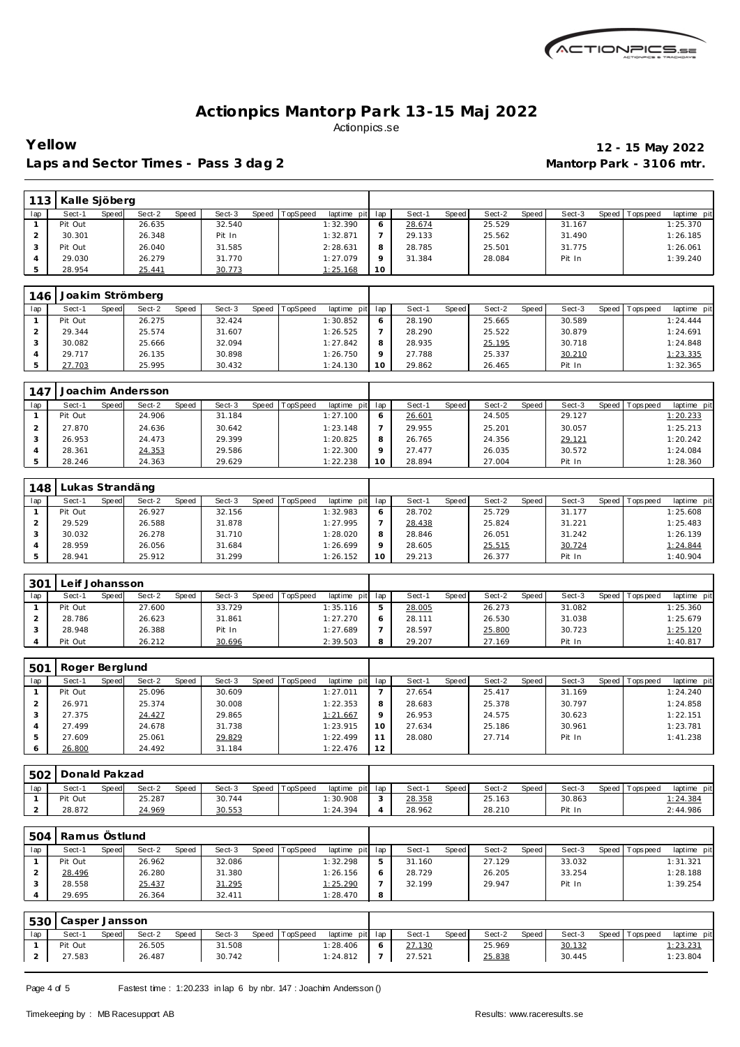# Actionpics Mantorp Park 13-15 Maj 2022

Actionpics.se

**Yellow** — **12 - 15 May 2022**

**Laps and Sector Times - Pass 3 dag 2** — **Mantorp Park - 3106 mtr.**

### 113 Kalle Sjöberg

| lap | Sect-1 | Speed | Sect-2 | Speed | Sect-3 | Speed | TopSpeed | laptime pit | lap | Sect-1 | Speed | Sect-2 | Speed | Sect-3 | Speed | Topspeed | laptime pit |
|---|---|---|---|---|---|---|---|---|---|---|---|---|---|---|---|---|---|
| 1 | Pit Out | | 26.635 | | 32.540 | | | 1:32.390 | 6 | 28.674 | | 25.529 | | 31.167 | | | 1:25.370 |
| 2 | 30.301 | | 26.348 | | Pit In | | | 1:32.871 | 7 | 29.133 | | 25.562 | | 31.490 | | | 1:26.185 |
| 3 | Pit Out | | 26.040 | | 31.585 | | | 2:28.631 | 8 | 28.785 | | 25.501 | | 31.775 | | | 1:26.061 |
| 4 | 29.030 | | 26.279 | | 31.770 | | | 1:27.079 | 9 | 31.384 | | 28.084 | | Pit In | | | 1:39.240 |
| 5 | 28.954 | | 25.441 | | 30.773 | | | 1:25.168 | 10 | | | | | | | | |

### 146 Joakim Strömberg

| lap | Sect-1 | Speed | Sect-2 | Speed | Sect-3 | Speed | TopSpeed | laptime pit | lap | Sect-1 | Speed | Sect-2 | Speed | Sect-3 | Speed | Topspeed | laptime pit |
|---|---|---|---|---|---|---|---|---|---|---|---|---|---|---|---|---|---|
| 1 | Pit Out | | 26.275 | | 32.424 | | | 1:30.852 | 6 | 28.190 | | 25.665 | | 30.589 | | | 1:24.444 |
| 2 | 29.344 | | 25.574 | | 31.607 | | | 1:26.525 | 7 | 28.290 | | 25.522 | | 30.879 | | | 1:24.691 |
| 3 | 30.082 | | 25.666 | | 32.094 | | | 1:27.842 | 8 | 28.935 | | 25.195 | | 30.718 | | | 1:24.848 |
| 4 | 29.717 | | 26.135 | | 30.898 | | | 1:26.750 | 9 | 27.788 | | 25.337 | | 30.210 | | | 1:23.335 |
| 5 | 27.703 | | 25.995 | | 30.432 | | | 1:24.130 | 10 | 29.862 | | 26.465 | | Pit In | | | 1:32.365 |

### 147 Joachim Andersson

| lap | Sect-1 | Speed | Sect-2 | Speed | Sect-3 | Speed | TopSpeed | laptime pit | lap | Sect-1 | Speed | Sect-2 | Speed | Sect-3 | Speed | Topspeed | laptime pit |
|---|---|---|---|---|---|---|---|---|---|---|---|---|---|---|---|---|---|
| 1 | Pit Out | | 24.906 | | 31.184 | | | 1:27.100 | 6 | 26.601 | | 24.505 | | 29.127 | | | 1:20.233 |
| 2 | 27.870 | | 24.636 | | 30.642 | | | 1:23.148 | 7 | 29.955 | | 25.201 | | 30.057 | | | 1:25.213 |
| 3 | 26.953 | | 24.473 | | 29.399 | | | 1:20.825 | 8 | 26.765 | | 24.356 | | 29.121 | | | 1:20.242 |
| 4 | 28.361 | | 24.353 | | 29.586 | | | 1:22.300 | 9 | 27.477 | | 26.035 | | 30.572 | | | 1:24.084 |
| 5 | 28.246 | | 24.363 | | 29.629 | | | 1:22.238 | 10 | 28.894 | | 27.004 | | Pit In | | | 1:28.360 |

### 148 Lukas Strandäng

| lap | Sect-1 | Speed | Sect-2 | Speed | Sect-3 | Speed | TopSpeed | laptime pit | lap | Sect-1 | Speed | Sect-2 | Speed | Sect-3 | Speed | Topspeed | laptime pit |
|---|---|---|---|---|---|---|---|---|---|---|---|---|---|---|---|---|---|
| 1 | Pit Out | | 26.927 | | 32.156 | | | 1:32.983 | 6 | 28.702 | | 25.729 | | 31.177 | | | 1:25.608 |
| 2 | 29.529 | | 26.588 | | 31.878 | | | 1:27.995 | 7 | 28.438 | | 25.824 | | 31.221 | | | 1:25.483 |
| 3 | 30.032 | | 26.278 | | 31.710 | | | 1:28.020 | 8 | 28.846 | | 26.051 | | 31.242 | | | 1:26.139 |
| 4 | 28.959 | | 26.056 | | 31.684 | | | 1:26.699 | 9 | 28.605 | | 25.515 | | 30.724 | | | 1:24.844 |
| 5 | 28.941 | | 25.912 | | 31.299 | | | 1:26.152 | 10 | 29.213 | | 26.377 | | Pit In | | | 1:40.904 |

### 301 Leif Johansson

| lap | Sect-1 | Speed | Sect-2 | Speed | Sect-3 | Speed | TopSpeed | laptime pit | lap | Sect-1 | Speed | Sect-2 | Speed | Sect-3 | Speed | Topspeed | laptime pit |
|---|---|---|---|---|---|---|---|---|---|---|---|---|---|---|---|---|---|
| 1 | Pit Out | | 27.600 | | 33.729 | | | 1:35.116 | 5 | 28.005 | | 26.273 | | 31.082 | | | 1:25.360 |
| 2 | 28.786 | | 26.623 | | 31.861 | | | 1:27.270 | 6 | 28.111 | | 26.530 | | 31.038 | | | 1:25.679 |
| 3 | 28.948 | | 26.388 | | Pit In | | | 1:27.689 | 7 | 28.597 | | 25.800 | | 30.723 | | | 1:25.120 |
| 4 | Pit Out | | 26.212 | | 30.696 | | | 2:39.503 | 8 | 29.207 | | 27.169 | | Pit In | | | 1:40.817 |

### 501 Roger Berglund

| lap | Sect-1 | Speed | Sect-2 | Speed | Sect-3 | Speed | TopSpeed | laptime pit | lap | Sect-1 | Speed | Sect-2 | Speed | Sect-3 | Speed | Topspeed | laptime pit |
|---|---|---|---|---|---|---|---|---|---|---|---|---|---|---|---|---|---|
| 1 | Pit Out | | 25.096 | | 30.609 | | | 1:27.011 | 7 | 27.654 | | 25.417 | | 31.169 | | | 1:24.240 |
| 2 | 26.971 | | 25.374 | | 30.008 | | | 1:22.353 | 8 | 28.683 | | 25.378 | | 30.797 | | | 1:24.858 |
| 3 | 27.375 | | 24.427 | | 29.865 | | | 1:21.667 | 9 | 26.953 | | 24.575 | | 30.623 | | | 1:22.151 |
| 4 | 27.499 | | 24.678 | | 31.738 | | | 1:23.915 | 10 | 27.634 | | 25.186 | | 30.961 | | | 1:23.781 |
| 5 | 27.609 | | 25.061 | | 29.829 | | | 1:22.499 | 11 | 28.080 | | 27.714 | | Pit In | | | 1:41.238 |
| 6 | 26.800 | | 24.492 | | 31.184 | | | 1:22.476 | 12 | | | | | | | | |

### 502 Donald Pakzad

| lap | Sect-1 | Speed | Sect-2 | Speed | Sect-3 | Speed | TopSpeed | laptime pit | lap | Sect-1 | Speed | Sect-2 | Speed | Sect-3 | Speed | Topspeed | laptime pit |
|---|---|---|---|---|---|---|---|---|---|---|---|---|---|---|---|---|---|
| 1 | Pit Out | | 25.287 | | 30.744 | | | 1:30.908 | 3 | 28.358 | | 25.163 | | 30.863 | | | 1:24.384 |
| 2 | 28.872 | | 24.969 | | 30.553 | | | 1:24.394 | 4 | 28.962 | | 28.210 | | Pit In | | | 2:44.986 |

### 504 Ramus Östlund

| lap | Sect-1 | Speed | Sect-2 | Speed | Sect-3 | Speed | TopSpeed | laptime pit | lap | Sect-1 | Speed | Sect-2 | Speed | Sect-3 | Speed | Topspeed | laptime pit |
|---|---|---|---|---|---|---|---|---|---|---|---|---|---|---|---|---|---|
| 1 | Pit Out | | 26.962 | | 32.086 | | | 1:32.298 | 5 | 31.160 | | 27.129 | | 33.032 | | | 1:31.321 |
| 2 | 28.496 | | 26.280 | | 31.380 | | | 1:26.156 | 6 | 28.729 | | 26.205 | | 33.254 | | | 1:28.188 |
| 3 | 28.558 | | 25.437 | | 31.295 | | | 1:25.290 | 7 | 32.199 | | 29.947 | | Pit In | | | 1:39.254 |
| 4 | 29.695 | | 26.364 | | 32.411 | | | 1:28.470 | 8 | | | | | | | | |

### 530 Casper Jansson

| lap | Sect-1 | Speed | Sect-2 | Speed | Sect-3 | Speed | TopSpeed | laptime pit | lap | Sect-1 | Speed | Sect-2 | Speed | Sect-3 | Speed | Topspeed | laptime pit |
|---|---|---|---|---|---|---|---|---|---|---|---|---|---|---|---|---|---|
| 1 | Pit Out | | 26.505 | | 31.508 | | | 1:28.406 | 6 | 27.130 | | 25.969 | | 30.132 | | | 1:23.231 |
| 2 | 27.583 | | 26.487 | | 30.742 | | | 1:24.812 | 7 | 27.521 | | 25.838 | | 30.445 | | | 1:23.804 |

Fastest time : 1:20.233 in lap 6 by nbr. 147 : Joachim Andersson ()

Timekeeping by : MB Racesupport AB — Results: www.raceresults.se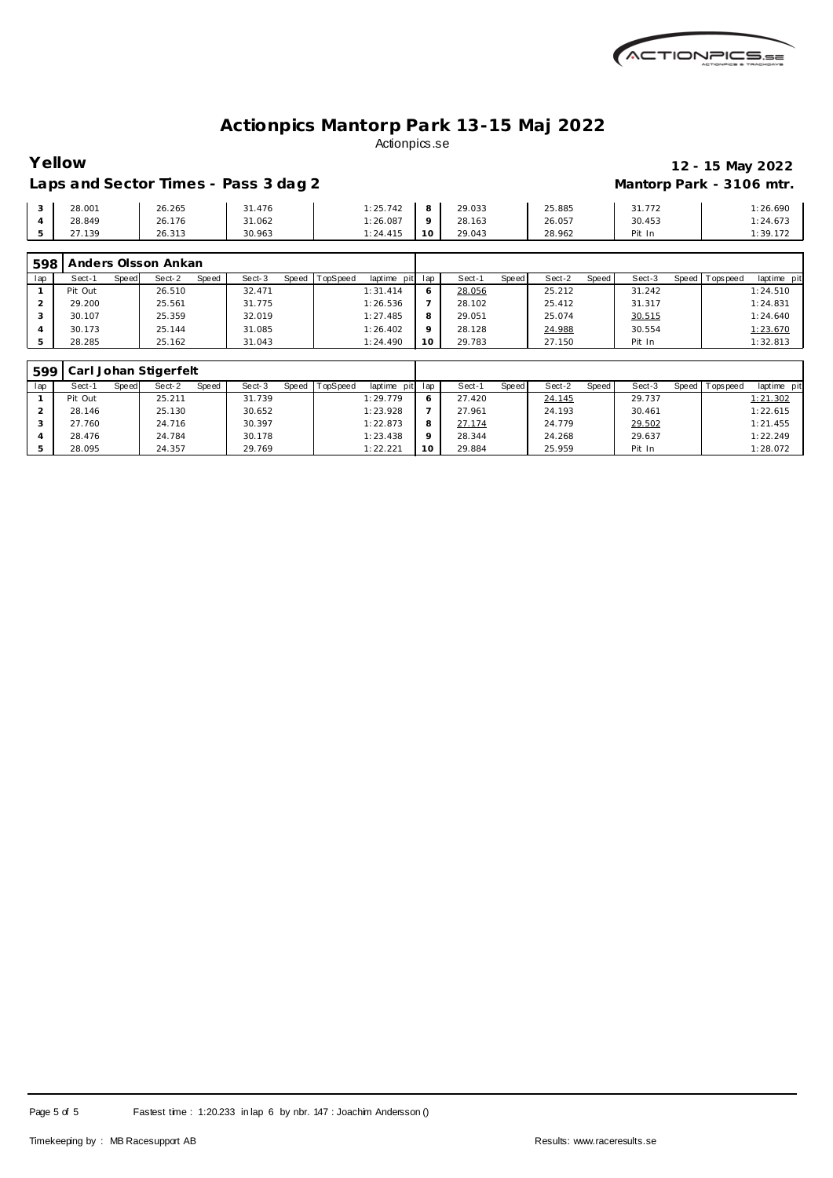# Actionpics Mantorp Park 13-15 Maj 2022

Actionpics.se

**Yellow** **12 - 15 May 2022**

**Laps and Sector Times - Pass 3 dag 2** **Mantorp Park - 3106 mtr.**

| lap | Sect-1 | Speed | Sect-2 | Speed | Sect-3 | Speed | TopSpeed | laptime pit | lap | Sect-1 | Speed | Sect-2 | Speed | Sect-3 | Speed | Topspeed | laptime pit |
|---|---|---|---|---|---|---|---|---|---|---|---|---|---|---|---|---|---|
| 3 | 28.001 | | 26.265 | | 31.476 | | | 1:25.742 | 8 | 29.033 | | 25.885 | | 31.772 | | | 1:26.690 |
| 4 | 28.849 | | 26.176 | | 31.062 | | | 1:26.087 | 9 | 28.163 | | 26.057 | | 30.453 | | | 1:24.673 |
| 5 | 27.139 | | 26.313 | | 30.963 | | | 1:24.415 | 10 | 29.043 | | 28.962 | | Pit In | | | 1:39.172 |

**598 Anders Olsson Ankan**

| lap | Sect-1 | Speed | Sect-2 | Speed | Sect-3 | Speed | TopSpeed | laptime pit | lap | Sect-1 | Speed | Sect-2 | Speed | Sect-3 | Speed | Topspeed | laptime pit |
|---|---|---|---|---|---|---|---|---|---|---|---|---|---|---|---|---|---|
| 1 | Pit Out | | 26.510 | | 32.471 | | | 1:31.414 | 6 | 28.056 | | 25.212 | | 31.242 | | | 1:24.510 |
| 2 | 29.200 | | 25.561 | | 31.775 | | | 1:26.536 | 7 | 28.102 | | 25.412 | | 31.317 | | | 1:24.831 |
| 3 | 30.107 | | 25.359 | | 32.019 | | | 1:27.485 | 8 | 29.051 | | 25.074 | | 30.515 | | | 1:24.640 |
| 4 | 30.173 | | 25.144 | | 31.085 | | | 1:26.402 | 9 | 28.128 | | 24.988 | | 30.554 | | | 1:23.670 |
| 5 | 28.285 | | 25.162 | | 31.043 | | | 1:24.490 | 10 | 29.783 | | 27.150 | | Pit In | | | 1:32.813 |

**599 Carl Johan Stigerfelt**

| lap | Sect-1 | Speed | Sect-2 | Speed | Sect-3 | Speed | TopSpeed | laptime pit | lap | Sect-1 | Speed | Sect-2 | Speed | Sect-3 | Speed | Topspeed | laptime pit |
|---|---|---|---|---|---|---|---|---|---|---|---|---|---|---|---|---|---|
| 1 | Pit Out | | 25.211 | | 31.739 | | | 1:29.779 | 6 | 27.420 | | 24.145 | | 29.737 | | | 1:21.302 |
| 2 | 28.146 | | 25.130 | | 30.652 | | | 1:23.928 | 7 | 27.961 | | 24.193 | | 30.461 | | | 1:22.615 |
| 3 | 27.760 | | 24.716 | | 30.397 | | | 1:22.873 | 8 | 27.174 | | 24.779 | | 29.502 | | | 1:21.455 |
| 4 | 28.476 | | 24.784 | | 30.178 | | | 1:23.438 | 9 | 28.344 | | 24.268 | | 29.637 | | | 1:22.249 |
| 5 | 28.095 | | 24.357 | | 29.769 | | | 1:22.221 | 10 | 29.884 | | 25.959 | | Pit In | | | 1:28.072 |

Fastest time : 1:20.233 in lap 6 by nbr. 147 : Joachim Andersson ()

Timekeeping by : MB Racesupport AB

Results: www.raceresults.se